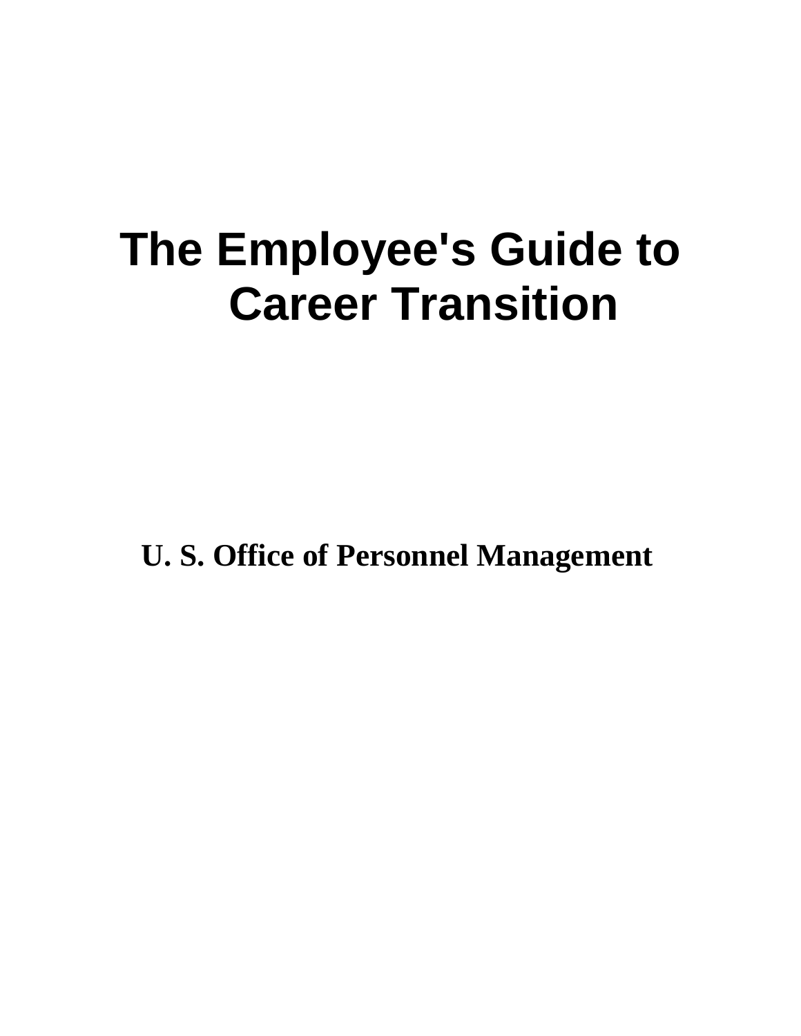# The Employee's Guide to Career Transition

**U. S. Office of Personnel Management**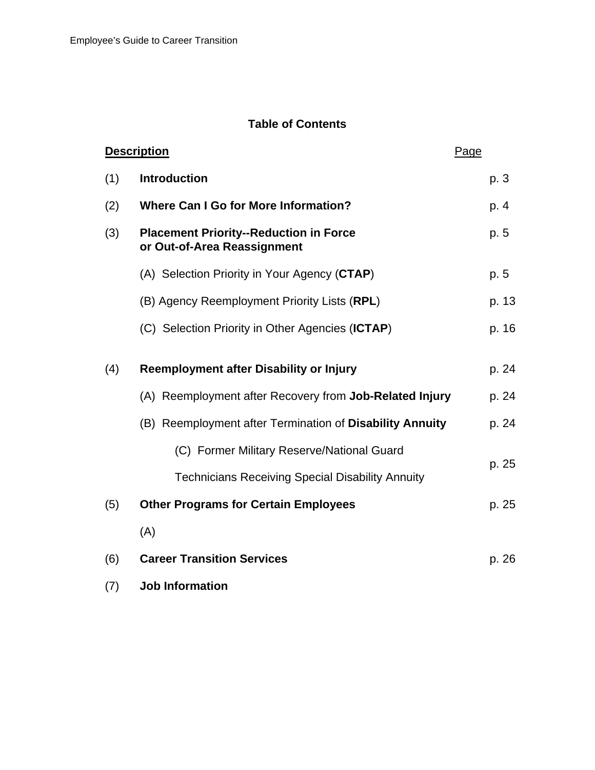## Table of Contents

| Description | | Page |
| --- | --- | --- |
| (1) | **Introduction** | p. 3 |
| (2) | **Where Can I Go for More Information?** | p. 4 |
| (3) | **Placement Priority--Reduction in Force or Out-of-Area Reassignment** | p. 5 |
| | (A) Selection Priority in Your Agency (**CTAP**) | p. 5 |
| | (B) Agency Reemployment Priority Lists (**RPL**) | p. 13 |
| | (C) Selection Priority in Other Agencies (**ICTAP**) | p. 16 |
| (4) | **Reemployment after Disability or Injury** | p. 24 |
| | (A) Reemployment after Recovery from **Job-Related Injury** | p. 24 |
| | (B) Reemployment after Termination of **Disability Annuity** | p. 24 |
| | (C) Former Military Reserve/National Guard Technicians Receiving Special Disability Annuity | p. 25 |
| (5) | **Other Programs for Certain Employees** | p. 25 |
| | (A) | |
| (6) | **Career Transition Services** | p. 26 |
| (7) | **Job Information** | |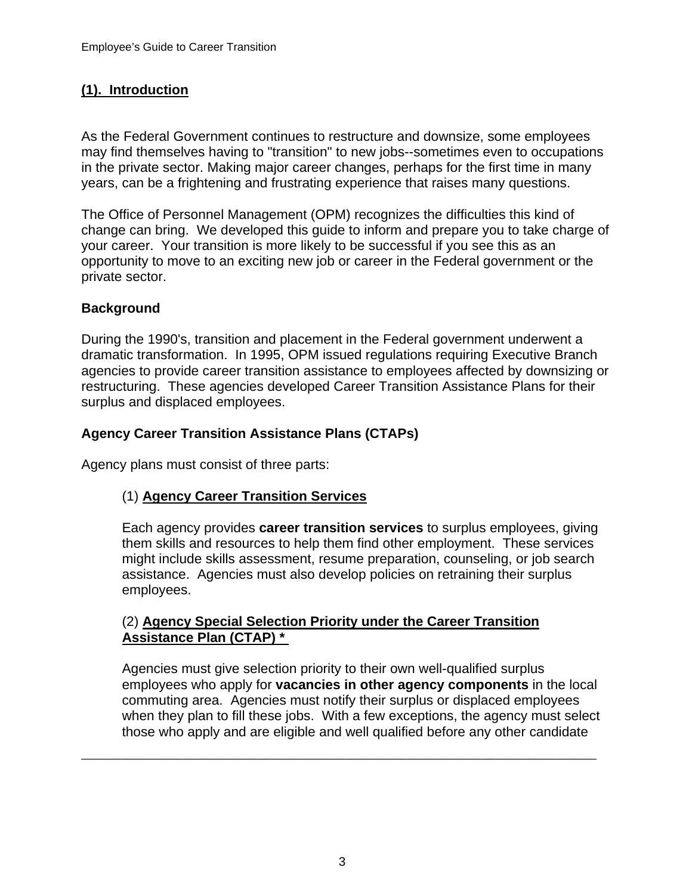## (1). Introduction

As the Federal Government continues to restructure and downsize, some employees may find themselves having to "transition" to new jobs--sometimes even to occupations in the private sector. Making major career changes, perhaps for the first time in many years, can be a frightening and frustrating experience that raises many questions.

The Office of Personnel Management (OPM) recognizes the difficulties this kind of change can bring. We developed this guide to inform and prepare you to take charge of your career. Your transition is more likely to be successful if you see this as an opportunity to move to an exciting new job or career in the Federal government or the private sector.

### Background

During the 1990's, transition and placement in the Federal government underwent a dramatic transformation. In 1995, OPM issued regulations requiring Executive Branch agencies to provide career transition assistance to employees affected by downsizing or restructuring. These agencies developed Career Transition Assistance Plans for their surplus and displaced employees.

### Agency Career Transition Assistance Plans (CTAPs)

Agency plans must consist of three parts:

(1) **Agency Career Transition Services**

Each agency provides **career transition services** to surplus employees, giving them skills and resources to help them find other employment. These services might include skills assessment, resume preparation, counseling, or job search assistance. Agencies must also develop policies on retraining their surplus employees.

(2) **Agency Special Selection Priority under the Career Transition Assistance Plan (CTAP) ***

Agencies must give selection priority to their own well-qualified surplus employees who apply for **vacancies in other agency components** in the local commuting area. Agencies must notify their surplus or displaced employees when they plan to fill these jobs. With a few exceptions, the agency must select those who apply and are eligible and well qualified before any other candidate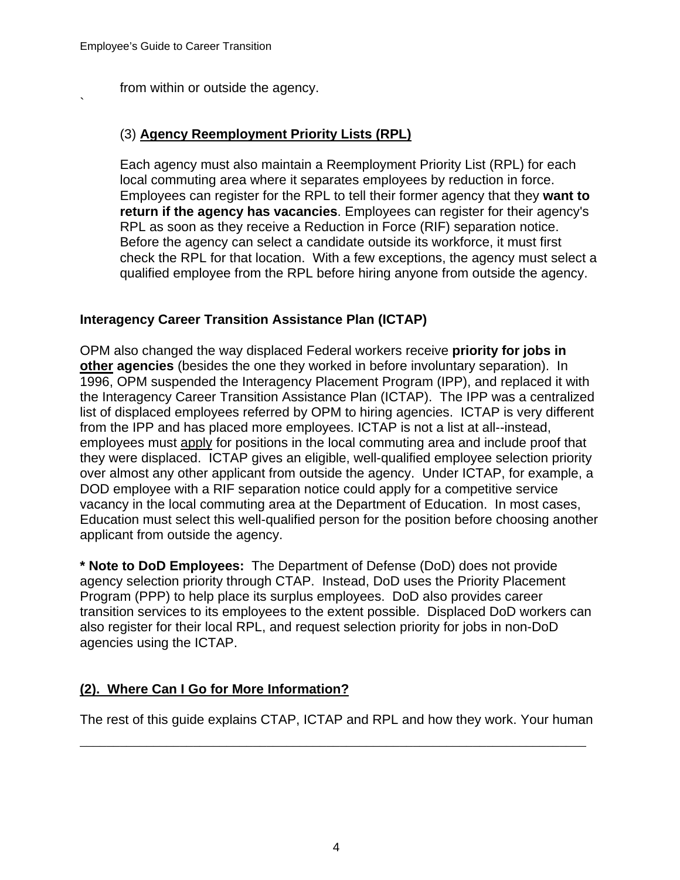from within or outside the agency.

`

(3) **Agency Reemployment Priority Lists (RPL)**

Each agency must also maintain a Reemployment Priority List (RPL) for each local commuting area where it separates employees by reduction in force. Employees can register for the RPL to tell their former agency that they **want to return if the agency has vacancies**. Employees can register for their agency's RPL as soon as they receive a Reduction in Force (RIF) separation notice. Before the agency can select a candidate outside its workforce, it must first check the RPL for that location. With a few exceptions, the agency must select a qualified employee from the RPL before hiring anyone from outside the agency.

**Interagency Career Transition Assistance Plan (ICTAP)**

OPM also changed the way displaced Federal workers receive **priority for jobs in other agencies** (besides the one they worked in before involuntary separation). In 1996, OPM suspended the Interagency Placement Program (IPP), and replaced it with the Interagency Career Transition Assistance Plan (ICTAP). The IPP was a centralized list of displaced employees referred by OPM to hiring agencies. ICTAP is very different from the IPP and has placed more employees. ICTAP is not a list at all--instead, employees must apply for positions in the local commuting area and include proof that they were displaced. ICTAP gives an eligible, well-qualified employee selection priority over almost any other applicant from outside the agency. Under ICTAP, for example, a DOD employee with a RIF separation notice could apply for a competitive service vacancy in the local commuting area at the Department of Education. In most cases, Education must select this well-qualified person for the position before choosing another applicant from outside the agency.

**\* Note to DoD Employees:** The Department of Defense (DoD) does not provide agency selection priority through CTAP. Instead, DoD uses the Priority Placement Program (PPP) to help place its surplus employees. DoD also provides career transition services to its employees to the extent possible. Displaced DoD workers can also register for their local RPL, and request selection priority for jobs in non-DoD agencies using the ICTAP.

**(2). Where Can I Go for More Information?**

The rest of this guide explains CTAP, ICTAP and RPL and how they work. Your human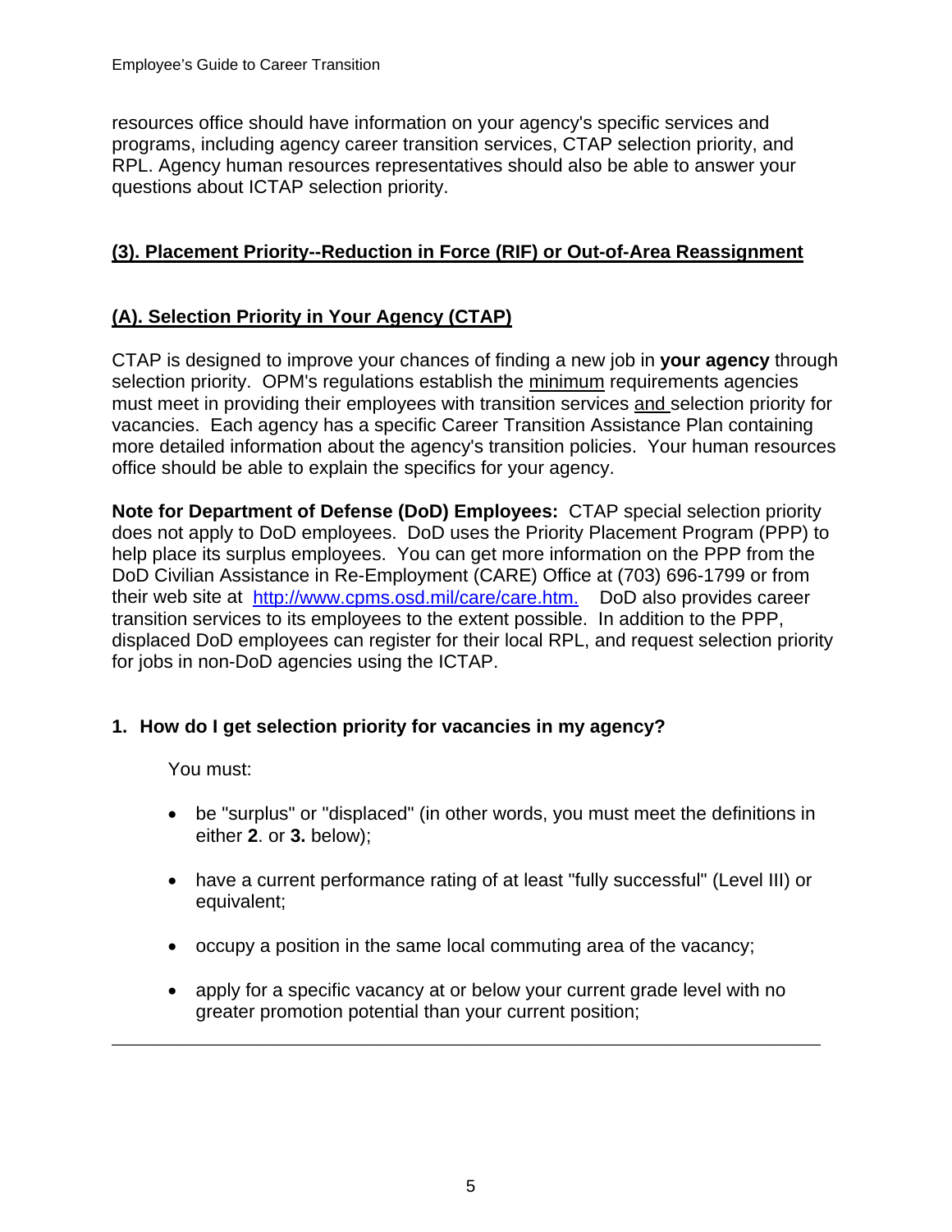resources office should have information on your agency's specific services and programs, including agency career transition services, CTAP selection priority, and RPL. Agency human resources representatives should also be able to answer your questions about ICTAP selection priority.

## (3). Placement Priority--Reduction in Force (RIF) or Out-of-Area Reassignment

### (A). Selection Priority in Your Agency (CTAP)

CTAP is designed to improve your chances of finding a new job in **your agency** through selection priority. OPM's regulations establish the minimum requirements agencies must meet in providing their employees with transition services and selection priority for vacancies. Each agency has a specific Career Transition Assistance Plan containing more detailed information about the agency's transition policies. Your human resources office should be able to explain the specifics for your agency.

**Note for Department of Defense (DoD) Employees:** CTAP special selection priority does not apply to DoD employees. DoD uses the Priority Placement Program (PPP) to help place its surplus employees. You can get more information on the PPP from the DoD Civilian Assistance in Re-Employment (CARE) Office at (703) 696-1799 or from their web site at http://www.cpms.osd.mil/care/care.htm. DoD also provides career transition services to its employees to the extent possible. In addition to the PPP, displaced DoD employees can register for their local RPL, and request selection priority for jobs in non-DoD agencies using the ICTAP.

#### 1. How do I get selection priority for vacancies in my agency?

You must:

- be "surplus" or "displaced" (in other words, you must meet the definitions in either **2**. or **3.** below);
- have a current performance rating of at least "fully successful" (Level III) or equivalent;
- occupy a position in the same local commuting area of the vacancy;
- apply for a specific vacancy at or below your current grade level with no greater promotion potential than your current position;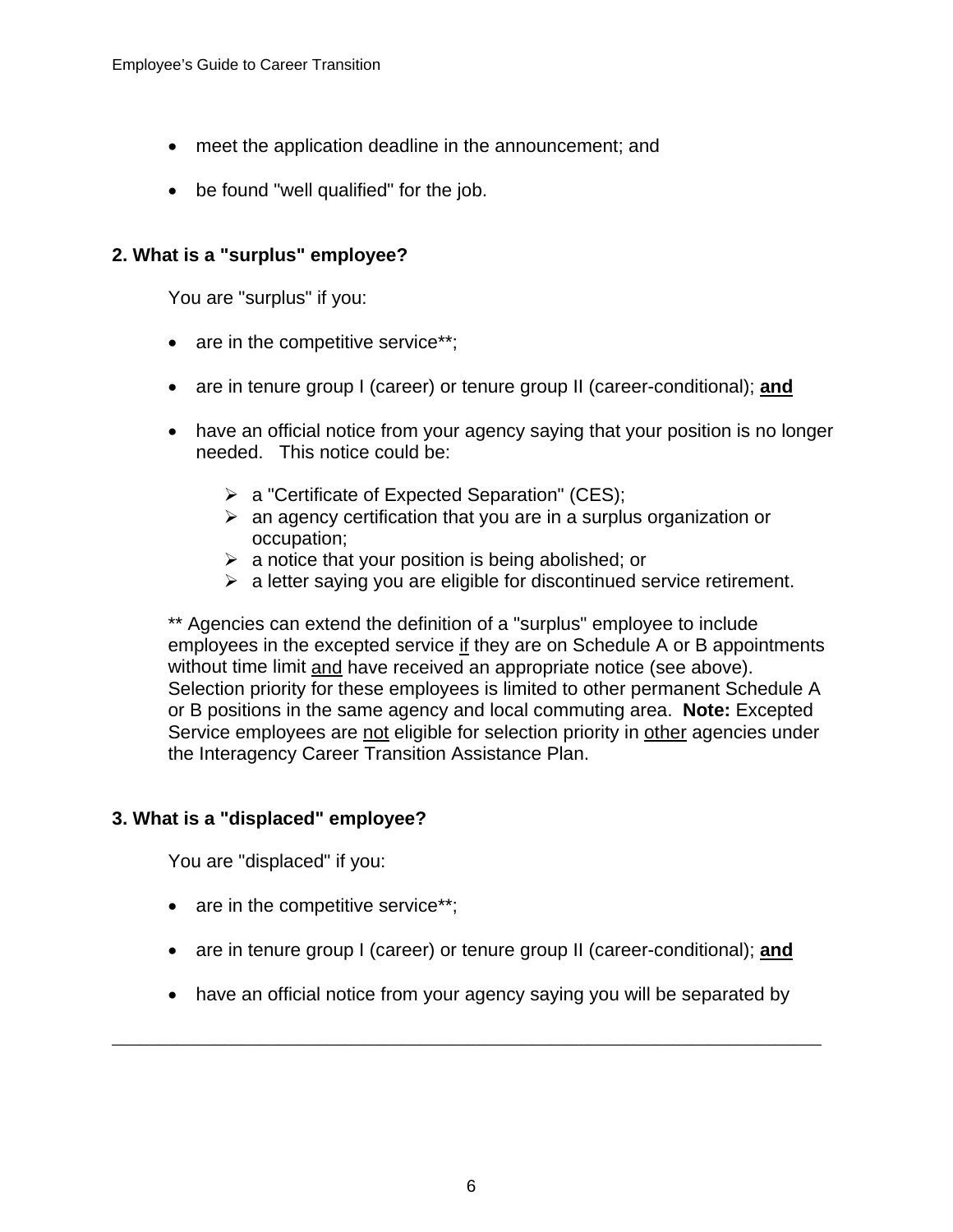- meet the application deadline in the announcement; and

- be found "well qualified" for the job.

**2. What is a "surplus" employee?**

You are "surplus" if you:

- are in the competitive service**;

- are in tenure group I (career) or tenure group II (career-conditional); **and**

- have an official notice from your agency saying that your position is no longer needed. This notice could be:

  - a "Certificate of Expected Separation" (CES);
  - an agency certification that you are in a surplus organization or occupation;
  - a notice that your position is being abolished; or
  - a letter saying you are eligible for discontinued service retirement.

** Agencies can extend the definition of a "surplus" employee to include employees in the excepted service if they are on Schedule A or B appointments without time limit and have received an appropriate notice (see above). Selection priority for these employees is limited to other permanent Schedule A or B positions in the same agency and local commuting area. **Note:** Excepted Service employees are not eligible for selection priority in other agencies under the Interagency Career Transition Assistance Plan.

**3. What is a "displaced" employee?**

You are "displaced" if you:

- are in the competitive service**;

- are in tenure group I (career) or tenure group II (career-conditional); **and**

- have an official notice from your agency saying you will be separated by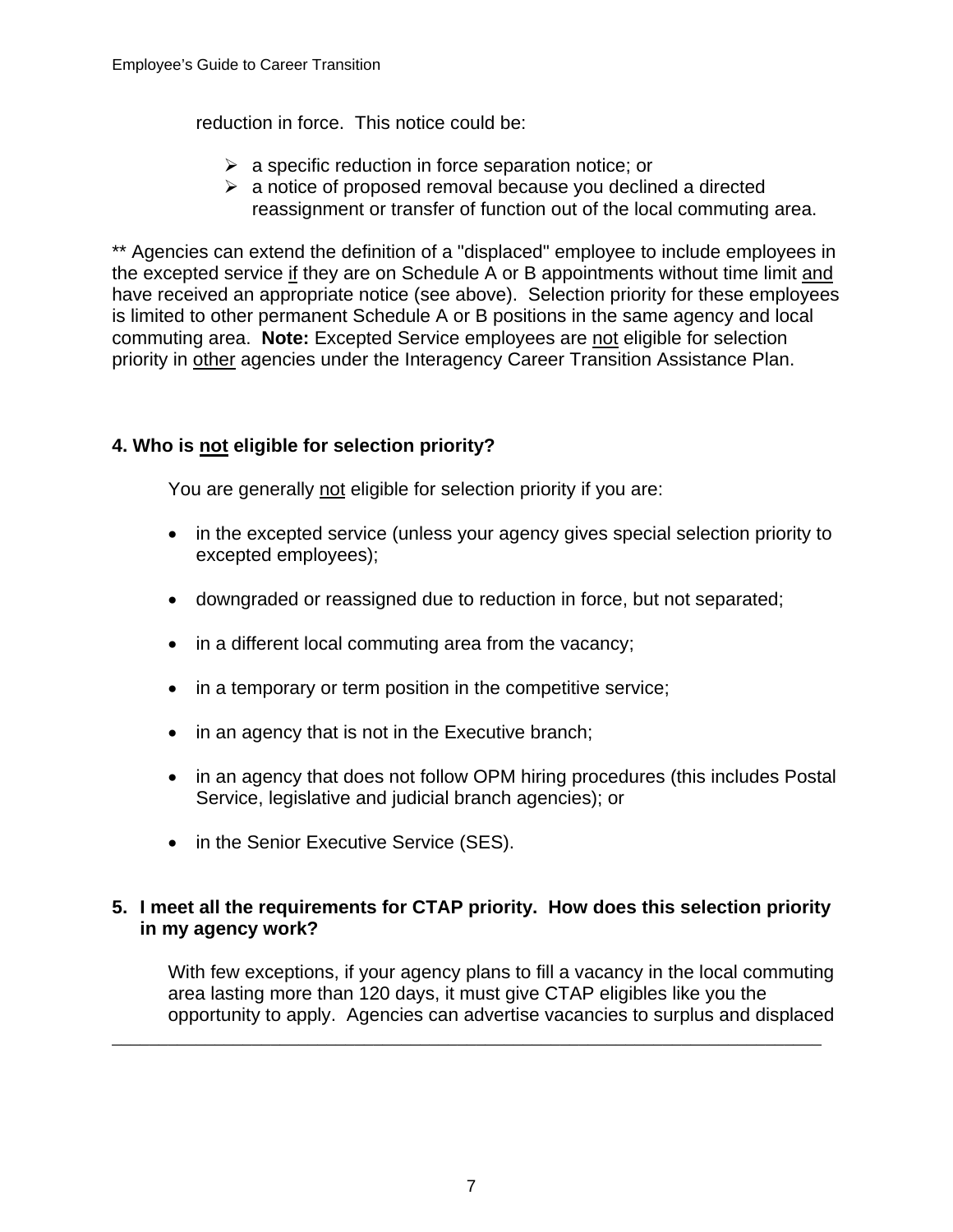reduction in force. This notice could be:

- a specific reduction in force separation notice; or
- a notice of proposed removal because you declined a directed reassignment or transfer of function out of the local commuting area.

** Agencies can extend the definition of a "displaced" employee to include employees in the excepted service <u>if</u> they are on Schedule A or B appointments without time limit <u>and</u> have received an appropriate notice (see above). Selection priority for these employees is limited to other permanent Schedule A or B positions in the same agency and local commuting area. **Note:** Excepted Service employees are <u>not</u> eligible for selection priority in <u>other</u> agencies under the Interagency Career Transition Assistance Plan.

### 4. Who is <u>not</u> eligible for selection priority?

You are generally <u>not</u> eligible for selection priority if you are:

- in the excepted service (unless your agency gives special selection priority to excepted employees);
- downgraded or reassigned due to reduction in force, but not separated;
- in a different local commuting area from the vacancy;
- in a temporary or term position in the competitive service;
- in an agency that is not in the Executive branch;
- in an agency that does not follow OPM hiring procedures (this includes Postal Service, legislative and judicial branch agencies); or
- in the Senior Executive Service (SES).

### 5. I meet all the requirements for CTAP priority. How does this selection priority in my agency work?

With few exceptions, if your agency plans to fill a vacancy in the local commuting area lasting more than 120 days, it must give CTAP eligibles like you the opportunity to apply. Agencies can advertise vacancies to surplus and displaced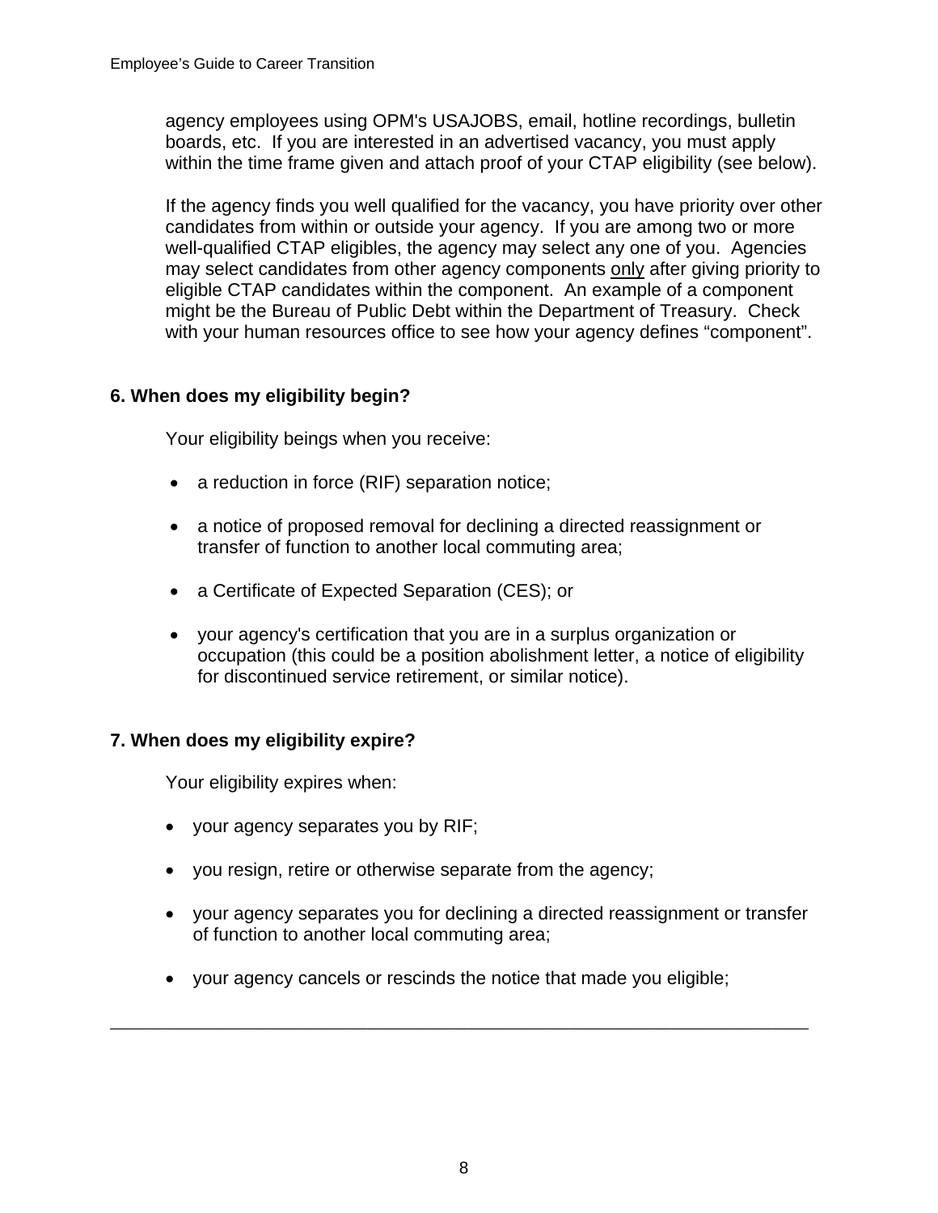agency employees using OPM's USAJOBS, email, hotline recordings, bulletin boards, etc. If you are interested in an advertised vacancy, you must apply within the time frame given and attach proof of your CTAP eligibility (see below).

If the agency finds you well qualified for the vacancy, you have priority over other candidates from within or outside your agency. If you are among two or more well-qualified CTAP eligibles, the agency may select any one of you. Agencies may select candidates from other agency components only after giving priority to eligible CTAP candidates within the component. An example of a component might be the Bureau of Public Debt within the Department of Treasury. Check with your human resources office to see how your agency defines “component”.

### 6. When does my eligibility begin?

Your eligibility beings when you receive:

- a reduction in force (RIF) separation notice;
- a notice of proposed removal for declining a directed reassignment or transfer of function to another local commuting area;
- a Certificate of Expected Separation (CES); or
- your agency's certification that you are in a surplus organization or occupation (this could be a position abolishment letter, a notice of eligibility for discontinued service retirement, or similar notice).

### 7. When does my eligibility expire?

Your eligibility expires when:

- your agency separates you by RIF;
- you resign, retire or otherwise separate from the agency;
- your agency separates you for declining a directed reassignment or transfer of function to another local commuting area;
- your agency cancels or rescinds the notice that made you eligible;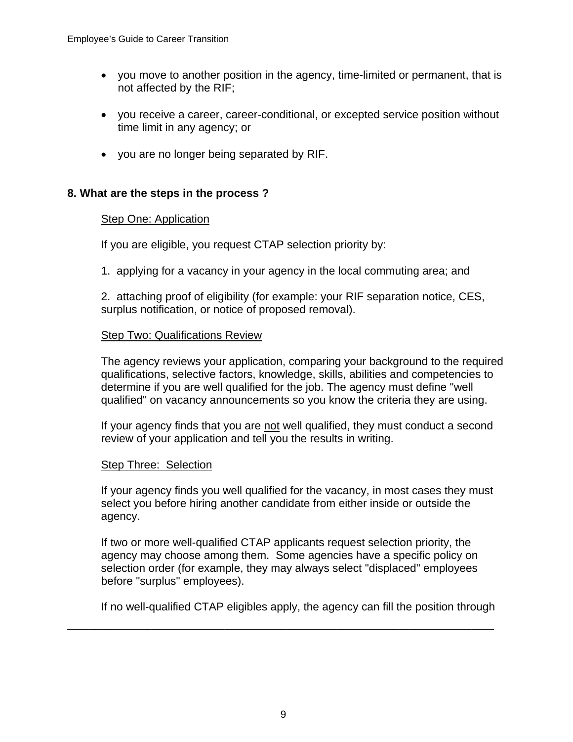- you move to another position in the agency, time-limited or permanent, that is not affected by the RIF;
- you receive a career, career-conditional, or excepted service position without time limit in any agency; or
- you are no longer being separated by RIF.

**8. What are the steps in the process ?**

Step One: Application

If you are eligible, you request CTAP selection priority by:

1. applying for a vacancy in your agency in the local commuting area; and

2. attaching proof of eligibility (for example: your RIF separation notice, CES, surplus notification, or notice of proposed removal).

Step Two: Qualifications Review

The agency reviews your application, comparing your background to the required qualifications, selective factors, knowledge, skills, abilities and competencies to determine if you are well qualified for the job. The agency must define "well qualified" on vacancy announcements so you know the criteria they are using.

If your agency finds that you are not well qualified, they must conduct a second review of your application and tell you the results in writing.

Step Three: Selection

If your agency finds you well qualified for the vacancy, in most cases they must select you before hiring another candidate from either inside or outside the agency.

If two or more well-qualified CTAP applicants request selection priority, the agency may choose among them. Some agencies have a specific policy on selection order (for example, they may always select "displaced" employees before "surplus" employees).

If no well-qualified CTAP eligibles apply, the agency can fill the position through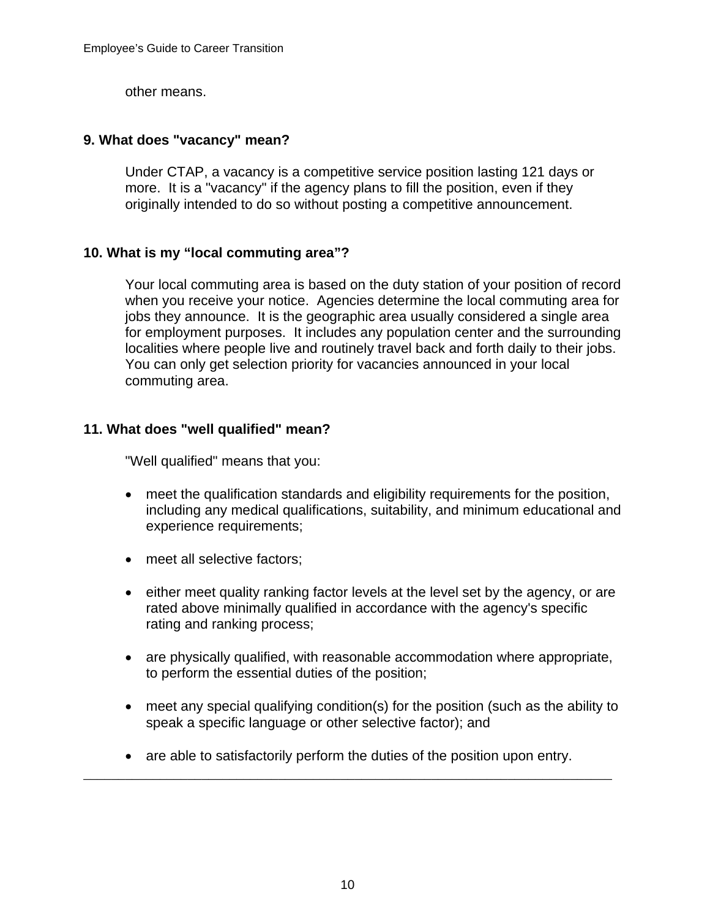other means.

### 9. What does "vacancy" mean?

Under CTAP, a vacancy is a competitive service position lasting 121 days or more. It is a "vacancy" if the agency plans to fill the position, even if they originally intended to do so without posting a competitive announcement.

### 10. What is my “local commuting area”?

Your local commuting area is based on the duty station of your position of record when you receive your notice. Agencies determine the local commuting area for jobs they announce. It is the geographic area usually considered a single area for employment purposes. It includes any population center and the surrounding localities where people live and routinely travel back and forth daily to their jobs. You can only get selection priority for vacancies announced in your local commuting area.

### 11. What does "well qualified" mean?

"Well qualified" means that you:

- meet the qualification standards and eligibility requirements for the position, including any medical qualifications, suitability, and minimum educational and experience requirements;
- meet all selective factors;
- either meet quality ranking factor levels at the level set by the agency, or are rated above minimally qualified in accordance with the agency's specific rating and ranking process;
- are physically qualified, with reasonable accommodation where appropriate, to perform the essential duties of the position;
- meet any special qualifying condition(s) for the position (such as the ability to speak a specific language or other selective factor); and
- are able to satisfactorily perform the duties of the position upon entry.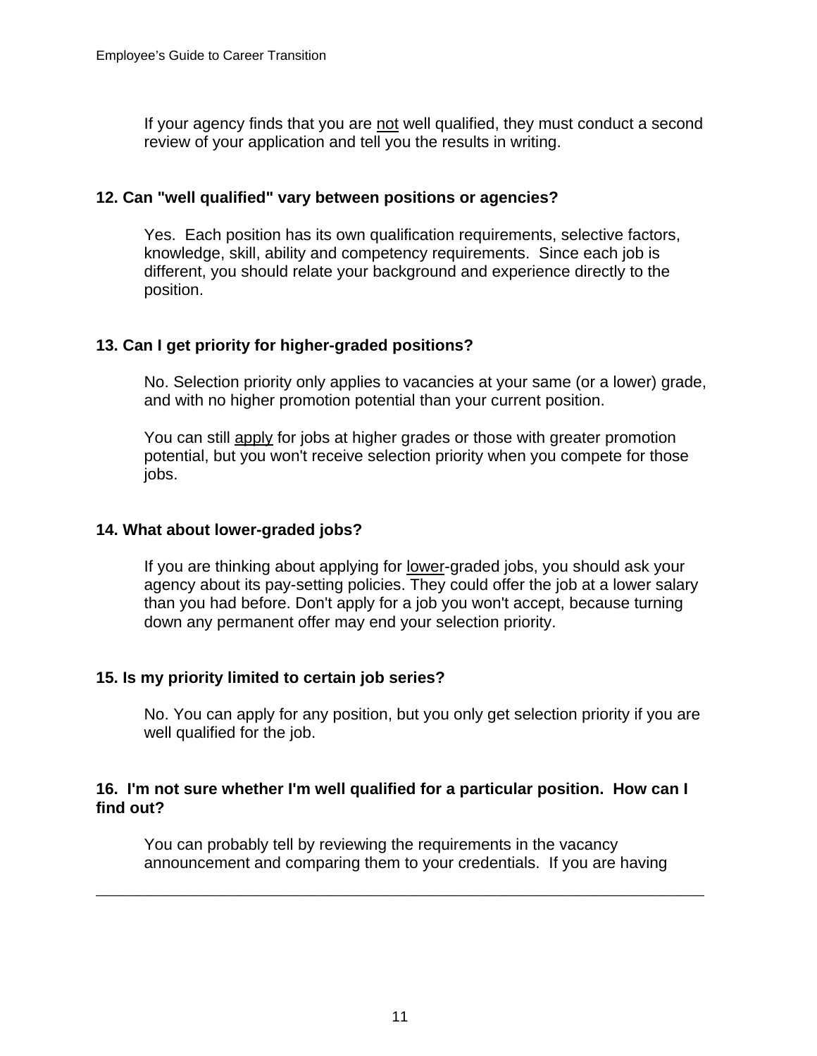If your agency finds that you are not well qualified, they must conduct a second review of your application and tell you the results in writing.

**12. Can "well qualified" vary between positions or agencies?**

Yes. Each position has its own qualification requirements, selective factors, knowledge, skill, ability and competency requirements. Since each job is different, you should relate your background and experience directly to the position.

**13. Can I get priority for higher-graded positions?**

No. Selection priority only applies to vacancies at your same (or a lower) grade, and with no higher promotion potential than your current position.

You can still apply for jobs at higher grades or those with greater promotion potential, but you won't receive selection priority when you compete for those jobs.

**14. What about lower-graded jobs?**

If you are thinking about applying for lower-graded jobs, you should ask your agency about its pay-setting policies. They could offer the job at a lower salary than you had before. Don't apply for a job you won't accept, because turning down any permanent offer may end your selection priority.

**15. Is my priority limited to certain job series?**

No. You can apply for any position, but you only get selection priority if you are well qualified for the job.

**16. I'm not sure whether I'm well qualified for a particular position. How can I find out?**

You can probably tell by reviewing the requirements in the vacancy announcement and comparing them to your credentials. If you are having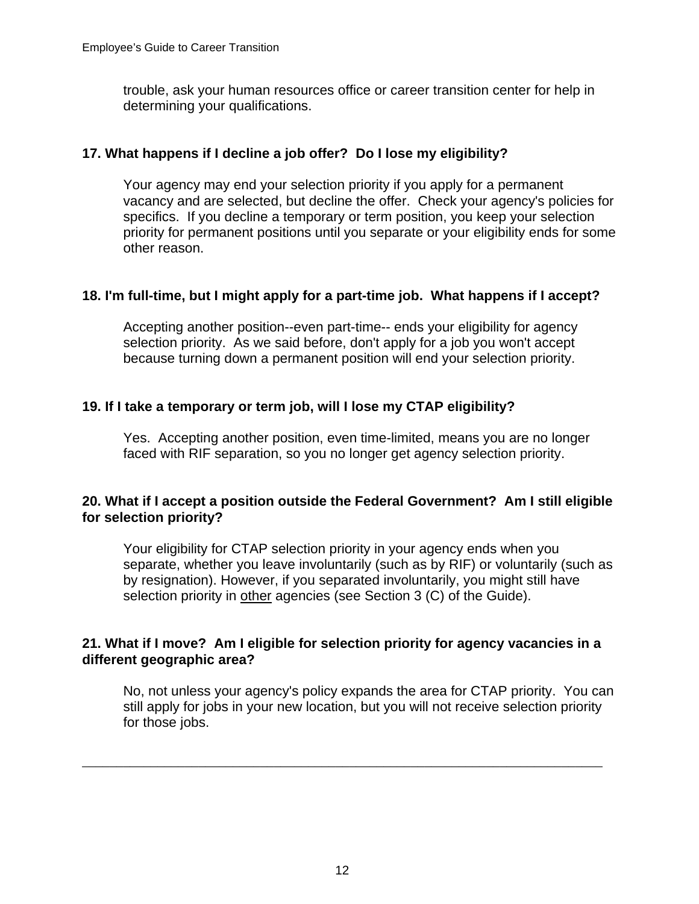trouble, ask your human resources office or career transition center for help in determining your qualifications.

**17. What happens if I decline a job offer? Do I lose my eligibility?**

Your agency may end your selection priority if you apply for a permanent vacancy and are selected, but decline the offer. Check your agency's policies for specifics. If you decline a temporary or term position, you keep your selection priority for permanent positions until you separate or your eligibility ends for some other reason.

**18. I'm full-time, but I might apply for a part-time job. What happens if I accept?**

Accepting another position--even part-time-- ends your eligibility for agency selection priority. As we said before, don't apply for a job you won't accept because turning down a permanent position will end your selection priority.

**19. If I take a temporary or term job, will I lose my CTAP eligibility?**

Yes. Accepting another position, even time-limited, means you are no longer faced with RIF separation, so you no longer get agency selection priority.

**20. What if I accept a position outside the Federal Government? Am I still eligible for selection priority?**

Your eligibility for CTAP selection priority in your agency ends when you separate, whether you leave involuntarily (such as by RIF) or voluntarily (such as by resignation). However, if you separated involuntarily, you might still have selection priority in other agencies (see Section 3 (C) of the Guide).

**21. What if I move? Am I eligible for selection priority for agency vacancies in a different geographic area?**

No, not unless your agency's policy expands the area for CTAP priority. You can still apply for jobs in your new location, but you will not receive selection priority for those jobs.

---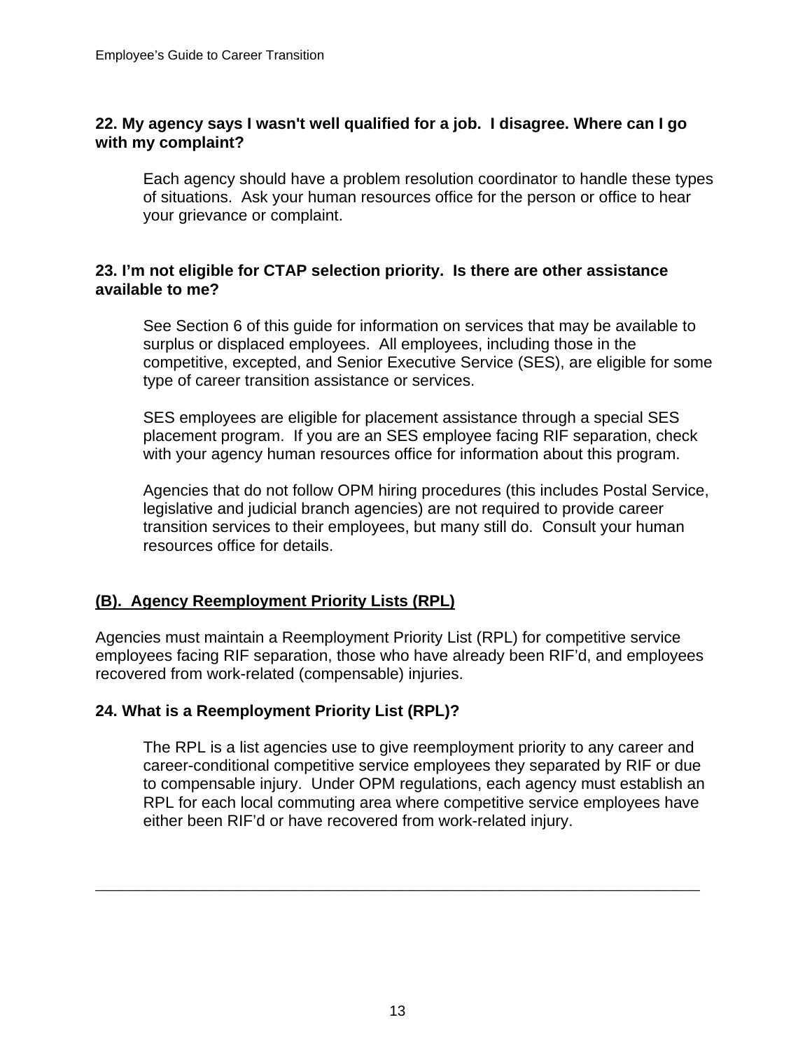**22. My agency says I wasn't well qualified for a job. I disagree. Where can I go with my complaint?**

Each agency should have a problem resolution coordinator to handle these types of situations. Ask your human resources office for the person or office to hear your grievance or complaint.

**23. I'm not eligible for CTAP selection priority. Is there are other assistance available to me?**

See Section 6 of this guide for information on services that may be available to surplus or displaced employees. All employees, including those in the competitive, excepted, and Senior Executive Service (SES), are eligible for some type of career transition assistance or services.

SES employees are eligible for placement assistance through a special SES placement program. If you are an SES employee facing RIF separation, check with your agency human resources office for information about this program.

Agencies that do not follow OPM hiring procedures (this includes Postal Service, legislative and judicial branch agencies) are not required to provide career transition services to their employees, but many still do. Consult your human resources office for details.

## (B). Agency Reemployment Priority Lists (RPL)

Agencies must maintain a Reemployment Priority List (RPL) for competitive service employees facing RIF separation, those who have already been RIF'd, and employees recovered from work-related (compensable) injuries.

**24. What is a Reemployment Priority List (RPL)?**

The RPL is a list agencies use to give reemployment priority to any career and career-conditional competitive service employees they separated by RIF or due to compensable injury. Under OPM regulations, each agency must establish an RPL for each local commuting area where competitive service employees have either been RIF'd or have recovered from work-related injury.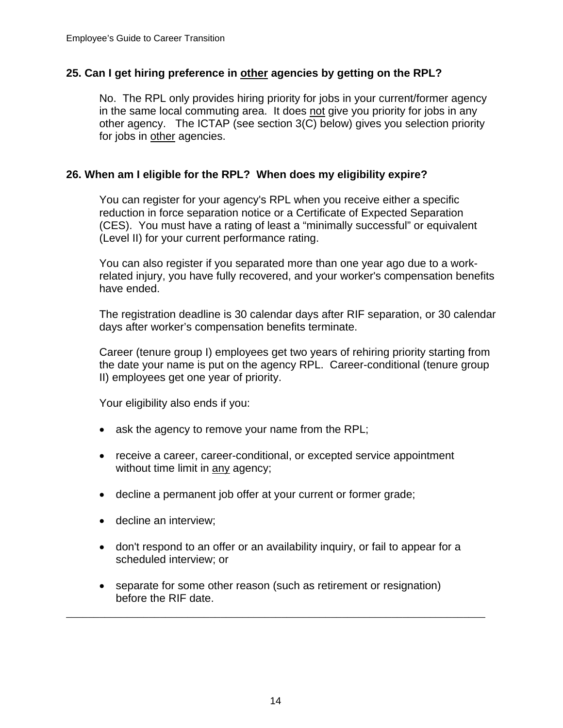**25. Can I get hiring preference in <u>other</u> agencies by getting on the RPL?**

No. The RPL only provides hiring priority for jobs in your current/former agency in the same local commuting area. It does <u>not</u> give you priority for jobs in any other agency. The ICTAP (see section 3(C) below) gives you selection priority for jobs in <u>other</u> agencies.

**26. When am I eligible for the RPL? When does my eligibility expire?**

You can register for your agency's RPL when you receive either a specific reduction in force separation notice or a Certificate of Expected Separation (CES). You must have a rating of least a "minimally successful" or equivalent (Level II) for your current performance rating.

You can also register if you separated more than one year ago due to a work-related injury, you have fully recovered, and your worker's compensation benefits have ended.

The registration deadline is 30 calendar days after RIF separation, or 30 calendar days after worker's compensation benefits terminate.

Career (tenure group I) employees get two years of rehiring priority starting from the date your name is put on the agency RPL. Career-conditional (tenure group II) employees get one year of priority.

Your eligibility also ends if you:

- ask the agency to remove your name from the RPL;
- receive a career, career-conditional, or excepted service appointment without time limit in <u>any</u> agency;
- decline a permanent job offer at your current or former grade;
- decline an interview;
- don't respond to an offer or an availability inquiry, or fail to appear for a scheduled interview; or
- separate for some other reason (such as retirement or resignation) before the RIF date.

---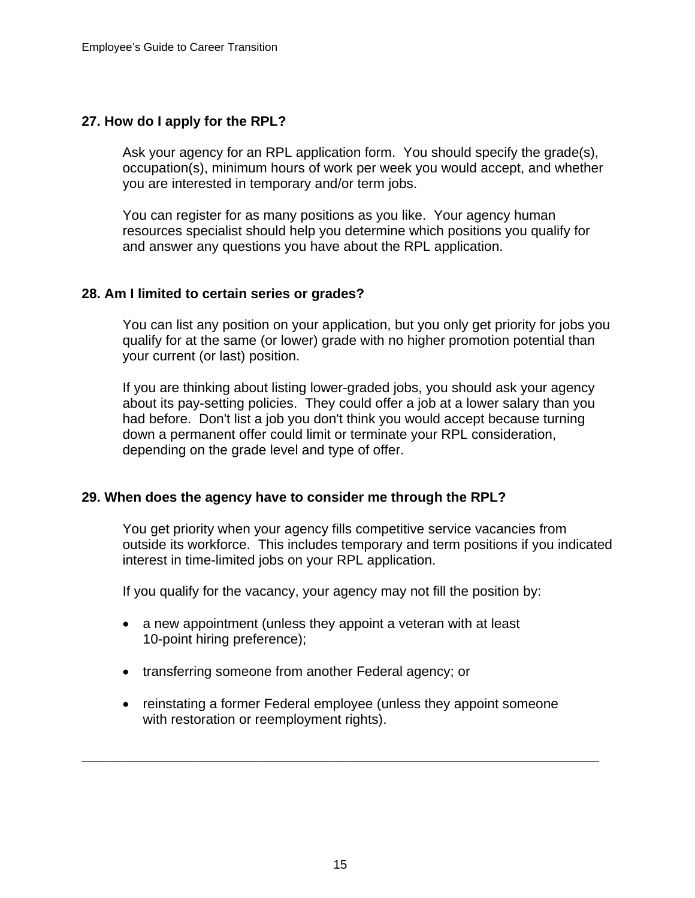### 27. How do I apply for the RPL?

Ask your agency for an RPL application form. You should specify the grade(s), occupation(s), minimum hours of work per week you would accept, and whether you are interested in temporary and/or term jobs.

You can register for as many positions as you like. Your agency human resources specialist should help you determine which positions you qualify for and answer any questions you have about the RPL application.

### 28. Am I limited to certain series or grades?

You can list any position on your application, but you only get priority for jobs you qualify for at the same (or lower) grade with no higher promotion potential than your current (or last) position.

If you are thinking about listing lower-graded jobs, you should ask your agency about its pay-setting policies. They could offer a job at a lower salary than you had before. Don't list a job you don't think you would accept because turning down a permanent offer could limit or terminate your RPL consideration, depending on the grade level and type of offer.

### 29. When does the agency have to consider me through the RPL?

You get priority when your agency fills competitive service vacancies from outside its workforce. This includes temporary and term positions if you indicated interest in time-limited jobs on your RPL application.

If you qualify for the vacancy, your agency may not fill the position by:

- a new appointment (unless they appoint a veteran with at least 10-point hiring preference);
- transferring someone from another Federal agency; or
- reinstating a former Federal employee (unless they appoint someone with restoration or reemployment rights).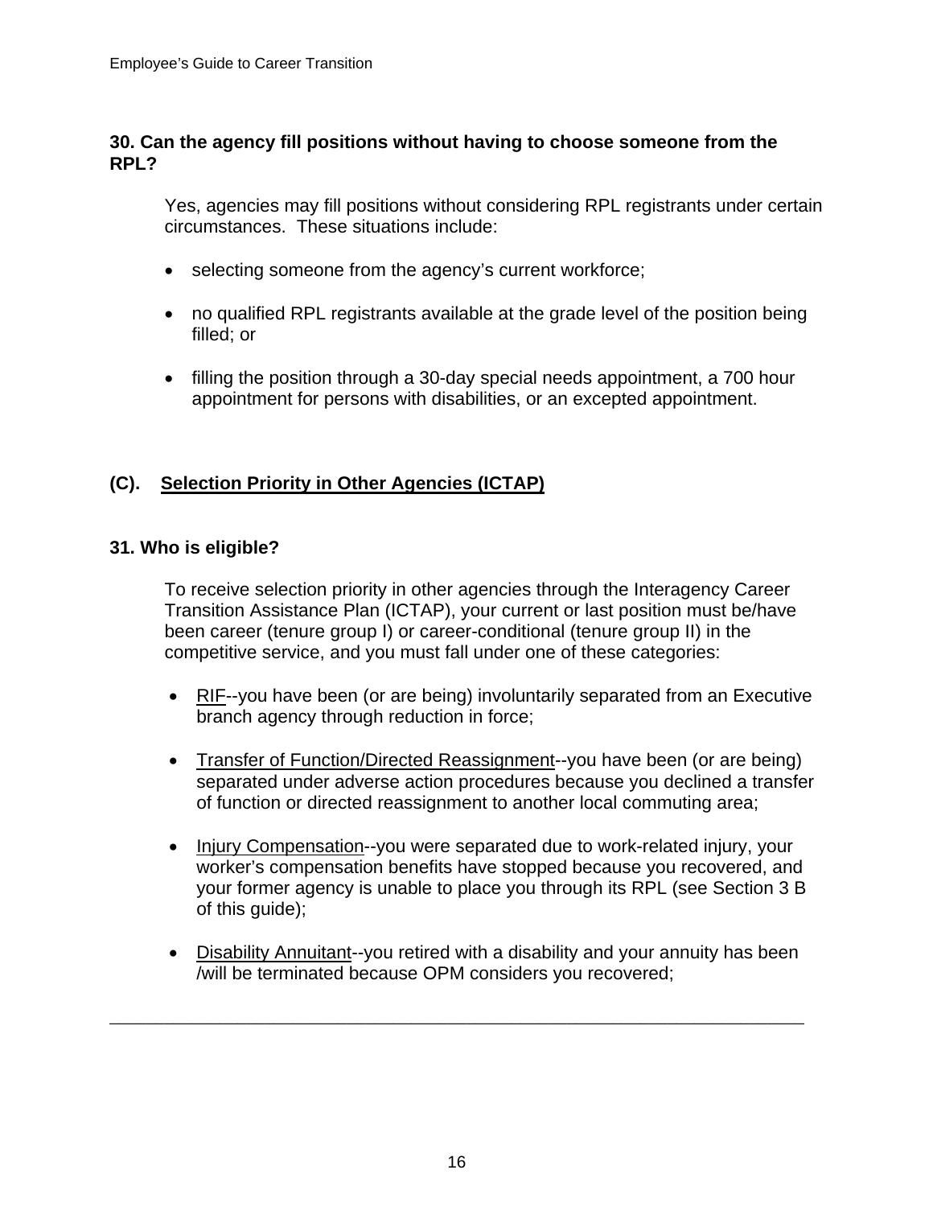**30. Can the agency fill positions without having to choose someone from the RPL?**

Yes, agencies may fill positions without considering RPL registrants under certain circumstances. These situations include:

- selecting someone from the agency's current workforce;
- no qualified RPL registrants available at the grade level of the position being filled; or
- filling the position through a 30-day special needs appointment, a 700 hour appointment for persons with disabilities, or an excepted appointment.

## (C). Selection Priority in Other Agencies (ICTAP)

**31. Who is eligible?**

To receive selection priority in other agencies through the Interagency Career Transition Assistance Plan (ICTAP), your current or last position must be/have been career (tenure group I) or career-conditional (tenure group II) in the competitive service, and you must fall under one of these categories:

- RIF--you have been (or are being) involuntarily separated from an Executive branch agency through reduction in force;
- Transfer of Function/Directed Reassignment--you have been (or are being) separated under adverse action procedures because you declined a transfer of function or directed reassignment to another local commuting area;
- Injury Compensation--you were separated due to work-related injury, your worker's compensation benefits have stopped because you recovered, and your former agency is unable to place you through its RPL (see Section 3 B of this guide);
- Disability Annuitant--you retired with a disability and your annuity has been /will be terminated because OPM considers you recovered;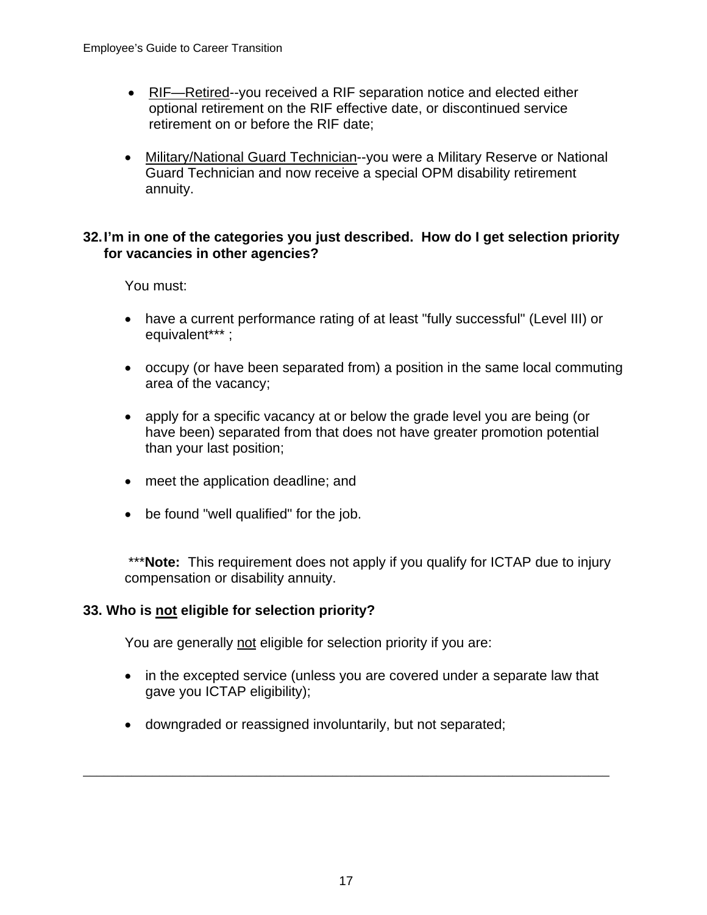- RIF—Retired--you received a RIF separation notice and elected either optional retirement on the RIF effective date, or discontinued service retirement on or before the RIF date;

- Military/National Guard Technician--you were a Military Reserve or National Guard Technician and now receive a special OPM disability retirement annuity.

**32. I'm in one of the categories you just described. How do I get selection priority for vacancies in other agencies?**

You must:

- have a current performance rating of at least "fully successful" (Level III) or equivalent*** ;

- occupy (or have been separated from) a position in the same local commuting area of the vacancy;

- apply for a specific vacancy at or below the grade level you are being (or have been) separated from that does not have greater promotion potential than your last position;

- meet the application deadline; and

- be found "well qualified" for the job.

***Note:** This requirement does not apply if you qualify for ICTAP due to injury compensation or disability annuity.

**33. Who is not eligible for selection priority?**

You are generally not eligible for selection priority if you are:

- in the excepted service (unless you are covered under a separate law that gave you ICTAP eligibility);

- downgraded or reassigned involuntarily, but not separated;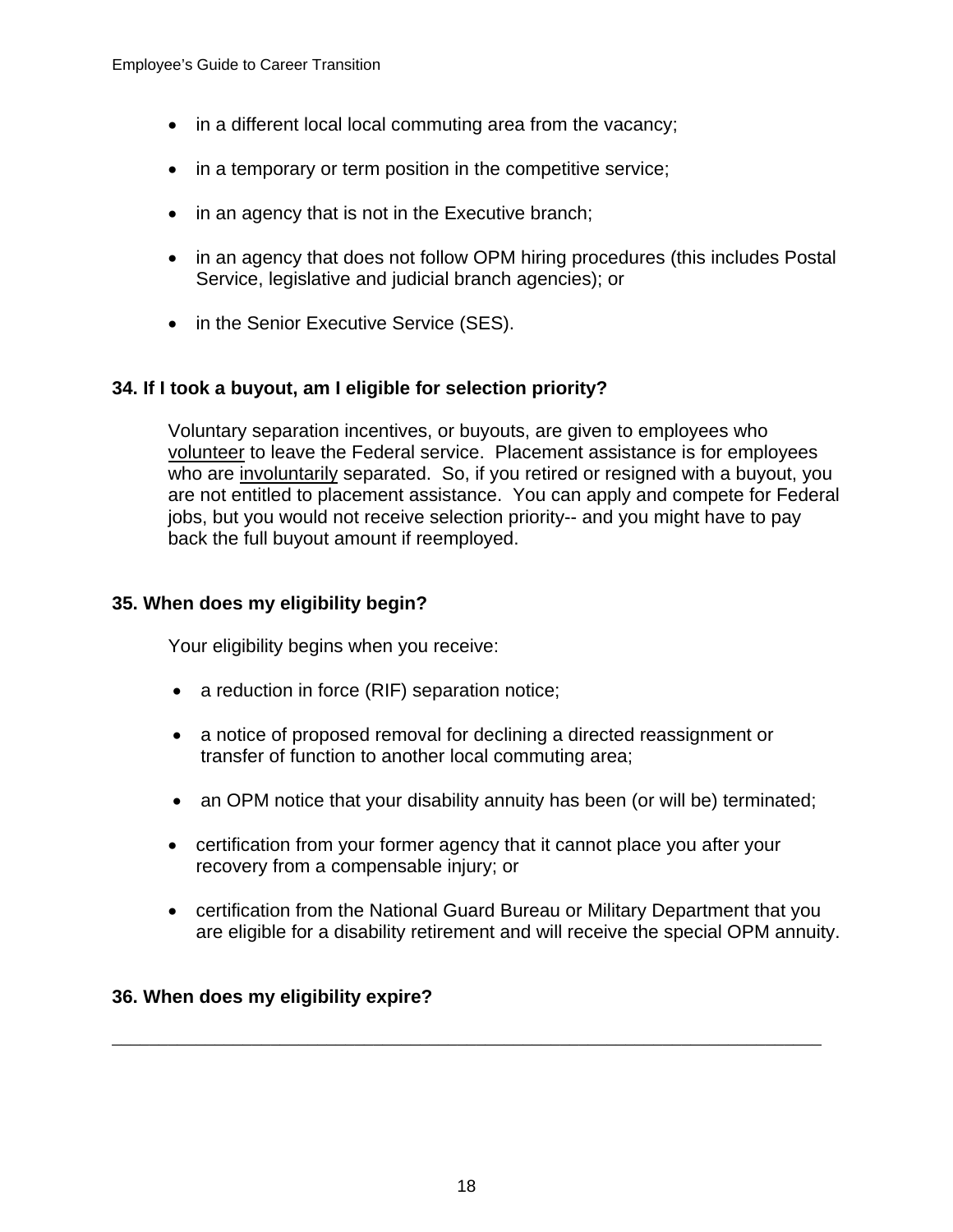- in a different local local commuting area from the vacancy;
- in a temporary or term position in the competitive service;
- in an agency that is not in the Executive branch;
- in an agency that does not follow OPM hiring procedures (this includes Postal Service, legislative and judicial branch agencies); or
- in the Senior Executive Service (SES).

**34. If I took a buyout, am I eligible for selection priority?**

Voluntary separation incentives, or buyouts, are given to employees who volunteer to leave the Federal service. Placement assistance is for employees who are involuntarily separated. So, if you retired or resigned with a buyout, you are not entitled to placement assistance. You can apply and compete for Federal jobs, but you would not receive selection priority-- and you might have to pay back the full buyout amount if reemployed.

**35. When does my eligibility begin?**

Your eligibility begins when you receive:

- a reduction in force (RIF) separation notice;
- a notice of proposed removal for declining a directed reassignment or transfer of function to another local commuting area;
- an OPM notice that your disability annuity has been (or will be) terminated;
- certification from your former agency that it cannot place you after your recovery from a compensable injury; or
- certification from the National Guard Bureau or Military Department that you are eligible for a disability retirement and will receive the special OPM annuity.

**36. When does my eligibility expire?**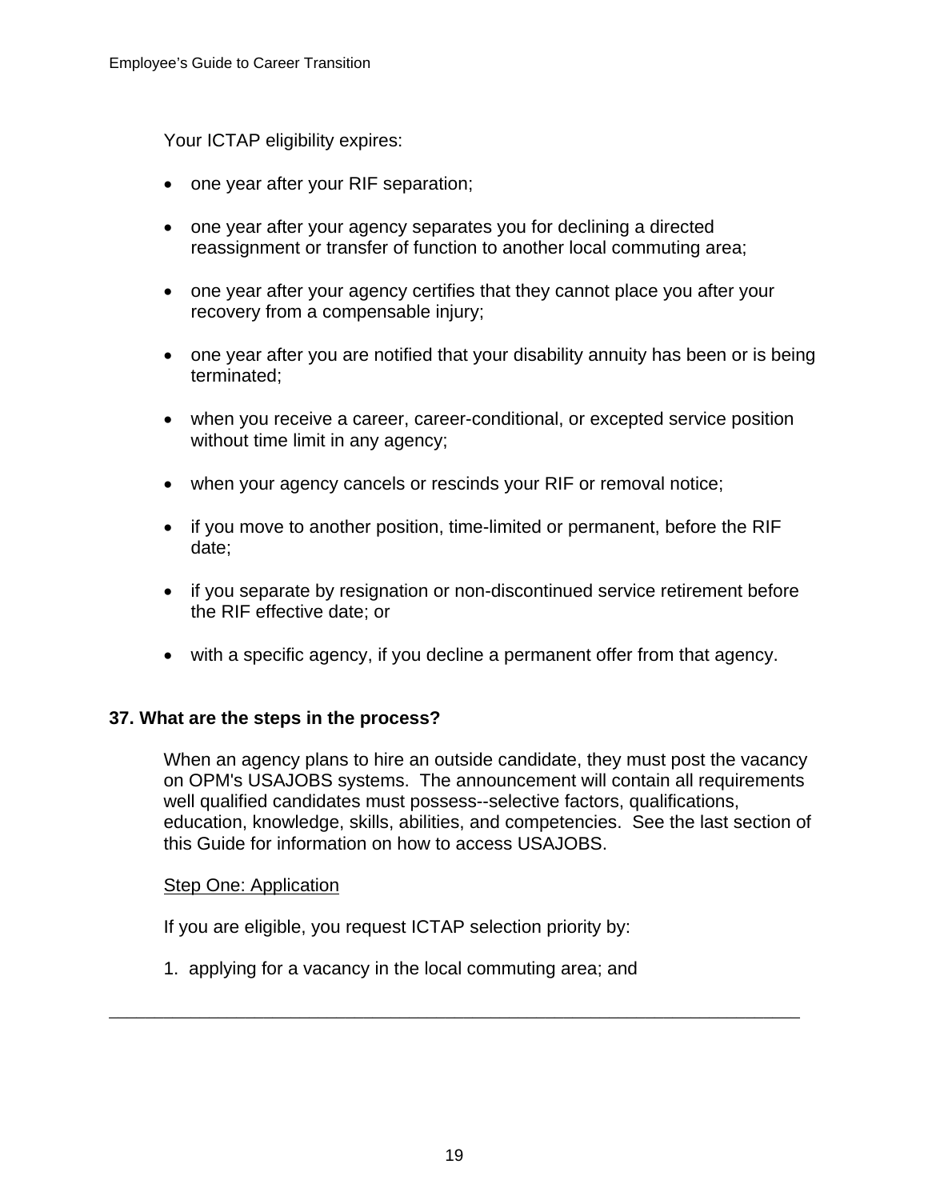Your ICTAP eligibility expires:

- one year after your RIF separation;
- one year after your agency separates you for declining a directed reassignment or transfer of function to another local commuting area;
- one year after your agency certifies that they cannot place you after your recovery from a compensable injury;
- one year after you are notified that your disability annuity has been or is being terminated;
- when you receive a career, career-conditional, or excepted service position without time limit in any agency;
- when your agency cancels or rescinds your RIF or removal notice;
- if you move to another position, time-limited or permanent, before the RIF date;
- if you separate by resignation or non-discontinued service retirement before the RIF effective date; or
- with a specific agency, if you decline a permanent offer from that agency.

**37. What are the steps in the process?**

When an agency plans to hire an outside candidate, they must post the vacancy on OPM's USAJOBS systems. The announcement will contain all requirements well qualified candidates must possess--selective factors, qualifications, education, knowledge, skills, abilities, and competencies. See the last section of this Guide for information on how to access USAJOBS.

<u>Step One: Application</u>

If you are eligible, you request ICTAP selection priority by:

1. applying for a vacancy in the local commuting area; and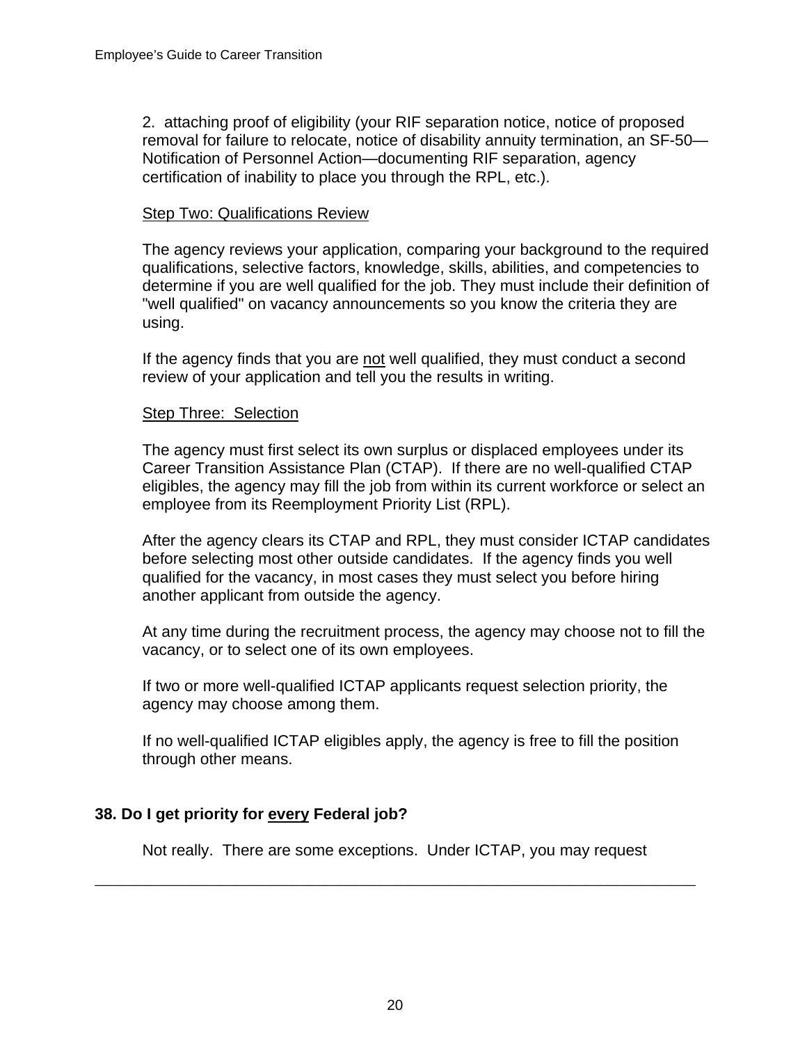2. attaching proof of eligibility (your RIF separation notice, notice of proposed removal for failure to relocate, notice of disability annuity termination, an SF-50—Notification of Personnel Action—documenting RIF separation, agency certification of inability to place you through the RPL, etc.).

<u>Step Two: Qualifications Review</u>

The agency reviews your application, comparing your background to the required qualifications, selective factors, knowledge, skills, abilities, and competencies to determine if you are well qualified for the job. They must include their definition of "well qualified" on vacancy announcements so you know the criteria they are using.

If the agency finds that you are <u>not</u> well qualified, they must conduct a second review of your application and tell you the results in writing.

<u>Step Three: Selection</u>

The agency must first select its own surplus or displaced employees under its Career Transition Assistance Plan (CTAP). If there are no well-qualified CTAP eligibles, the agency may fill the job from within its current workforce or select an employee from its Reemployment Priority List (RPL).

After the agency clears its CTAP and RPL, they must consider ICTAP candidates before selecting most other outside candidates. If the agency finds you well qualified for the vacancy, in most cases they must select you before hiring another applicant from outside the agency.

At any time during the recruitment process, the agency may choose not to fill the vacancy, or to select one of its own employees.

If two or more well-qualified ICTAP applicants request selection priority, the agency may choose among them.

If no well-qualified ICTAP eligibles apply, the agency is free to fill the position through other means.

### 38. Do I get priority for <u>every</u> Federal job?

Not really. There are some exceptions. Under ICTAP, you may request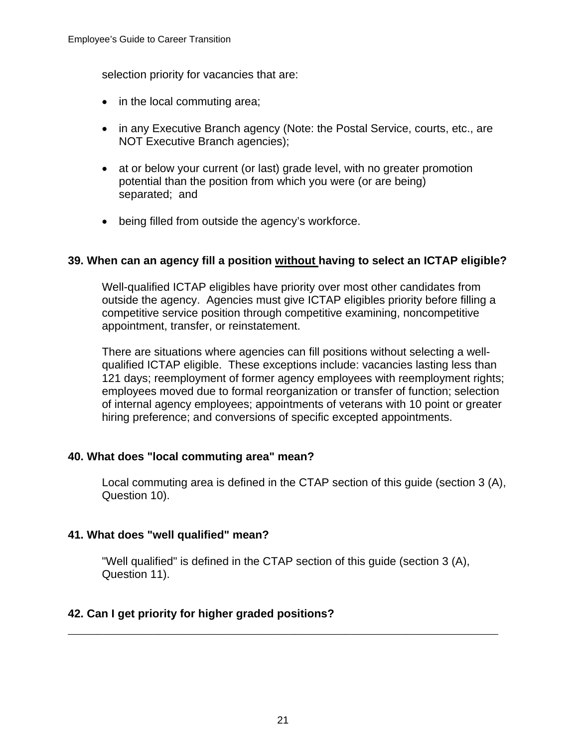selection priority for vacancies that are:

- in the local commuting area;
- in any Executive Branch agency (Note: the Postal Service, courts, etc., are NOT Executive Branch agencies);
- at or below your current (or last) grade level, with no greater promotion potential than the position from which you were (or are being) separated; and
- being filled from outside the agency's workforce.

### 39. When can an agency fill a position <u>without</u> having to select an ICTAP eligible?

Well-qualified ICTAP eligibles have priority over most other candidates from outside the agency. Agencies must give ICTAP eligibles priority before filling a competitive service position through competitive examining, noncompetitive appointment, transfer, or reinstatement.

There are situations where agencies can fill positions without selecting a well-qualified ICTAP eligible. These exceptions include: vacancies lasting less than 121 days; reemployment of former agency employees with reemployment rights; employees moved due to formal reorganization or transfer of function; selection of internal agency employees; appointments of veterans with 10 point or greater hiring preference; and conversions of specific excepted appointments.

### 40. What does "local commuting area" mean?

Local commuting area is defined in the CTAP section of this guide (section 3 (A), Question 10).

### 41. What does "well qualified" mean?

"Well qualified" is defined in the CTAP section of this guide (section 3 (A), Question 11).

### 42. Can I get priority for higher graded positions?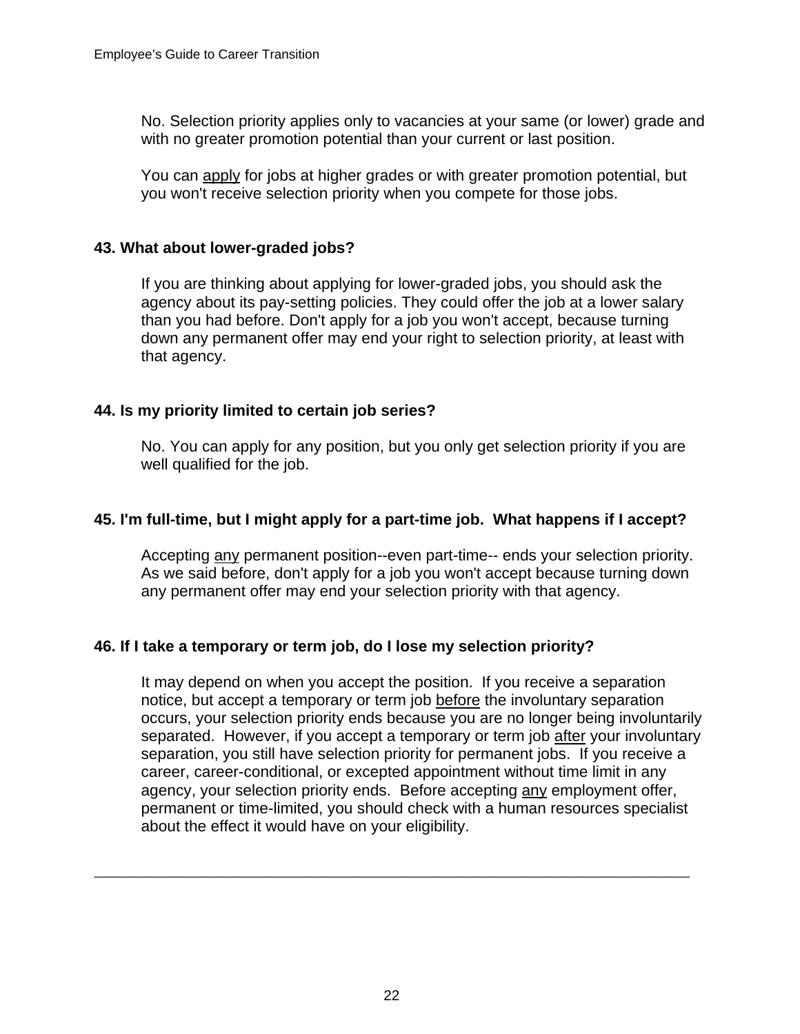No. Selection priority applies only to vacancies at your same (or lower) grade and with no greater promotion potential than your current or last position.

You can apply for jobs at higher grades or with greater promotion potential, but you won't receive selection priority when you compete for those jobs.

### 43. What about lower-graded jobs?

If you are thinking about applying for lower-graded jobs, you should ask the agency about its pay-setting policies. They could offer the job at a lower salary than you had before. Don't apply for a job you won't accept, because turning down any permanent offer may end your right to selection priority, at least with that agency.

### 44. Is my priority limited to certain job series?

No. You can apply for any position, but you only get selection priority if you are well qualified for the job.

### 45. I'm full-time, but I might apply for a part-time job. What happens if I accept?

Accepting any permanent position--even part-time-- ends your selection priority. As we said before, don't apply for a job you won't accept because turning down any permanent offer may end your selection priority with that agency.

### 46. If I take a temporary or term job, do I lose my selection priority?

It may depend on when you accept the position. If you receive a separation notice, but accept a temporary or term job before the involuntary separation occurs, your selection priority ends because you are no longer being involuntarily separated. However, if you accept a temporary or term job after your involuntary separation, you still have selection priority for permanent jobs. If you receive a career, career-conditional, or excepted appointment without time limit in any agency, your selection priority ends. Before accepting any employment offer, permanent or time-limited, you should check with a human resources specialist about the effect it would have on your eligibility.

---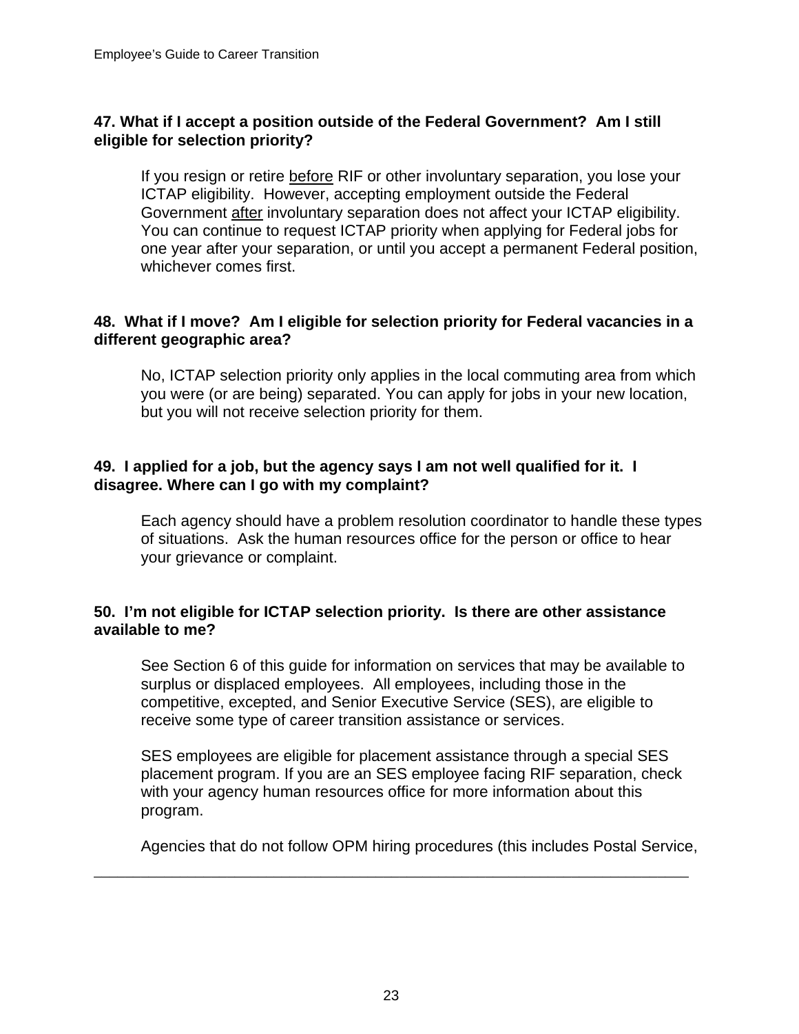### 47. What if I accept a position outside of the Federal Government? Am I still eligible for selection priority?

If you resign or retire before RIF or other involuntary separation, you lose your ICTAP eligibility. However, accepting employment outside the Federal Government after involuntary separation does not affect your ICTAP eligibility. You can continue to request ICTAP priority when applying for Federal jobs for one year after your separation, or until you accept a permanent Federal position, whichever comes first.

### 48. What if I move? Am I eligible for selection priority for Federal vacancies in a different geographic area?

No, ICTAP selection priority only applies in the local commuting area from which you were (or are being) separated. You can apply for jobs in your new location, but you will not receive selection priority for them.

### 49. I applied for a job, but the agency says I am not well qualified for it. I disagree. Where can I go with my complaint?

Each agency should have a problem resolution coordinator to handle these types of situations. Ask the human resources office for the person or office to hear your grievance or complaint.

### 50. I'm not eligible for ICTAP selection priority. Is there are other assistance available to me?

See Section 6 of this guide for information on services that may be available to surplus or displaced employees. All employees, including those in the competitive, excepted, and Senior Executive Service (SES), are eligible to receive some type of career transition assistance or services.

SES employees are eligible for placement assistance through a special SES placement program. If you are an SES employee facing RIF separation, check with your agency human resources office for more information about this program.

Agencies that do not follow OPM hiring procedures (this includes Postal Service,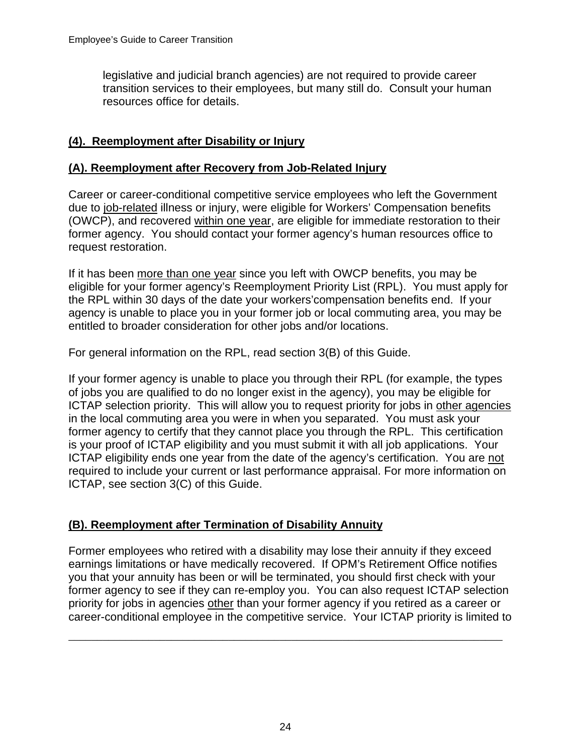legislative and judicial branch agencies) are not required to provide career transition services to their employees, but many still do. Consult your human resources office for details.

## (4). Reemployment after Disability or Injury

### (A). Reemployment after Recovery from Job-Related Injury

Career or career-conditional competitive service employees who left the Government due to <u>job-related</u> illness or injury, were eligible for Workers' Compensation benefits (OWCP), and recovered <u>within one year</u>, are eligible for immediate restoration to their former agency. You should contact your former agency's human resources office to request restoration.

If it has been <u>more than one year</u> since you left with OWCP benefits, you may be eligible for your former agency's Reemployment Priority List (RPL). You must apply for the RPL within 30 days of the date your workers'compensation benefits end. If your agency is unable to place you in your former job or local commuting area, you may be entitled to broader consideration for other jobs and/or locations.

For general information on the RPL, read section 3(B) of this Guide.

If your former agency is unable to place you through their RPL (for example, the types of jobs you are qualified to do no longer exist in the agency), you may be eligible for ICTAP selection priority. This will allow you to request priority for jobs in <u>other agencies</u> in the local commuting area you were in when you separated. You must ask your former agency to certify that they cannot place you through the RPL. This certification is your proof of ICTAP eligibility and you must submit it with all job applications. Your ICTAP eligibility ends one year from the date of the agency's certification. You are <u>not</u> required to include your current or last performance appraisal. For more information on ICTAP, see section 3(C) of this Guide.

### (B). Reemployment after Termination of Disability Annuity

Former employees who retired with a disability may lose their annuity if they exceed earnings limitations or have medically recovered. If OPM's Retirement Office notifies you that your annuity has been or will be terminated, you should first check with your former agency to see if they can re-employ you. You can also request ICTAP selection priority for jobs in agencies <u>other</u> than your former agency if you retired as a career or career-conditional employee in the competitive service. Your ICTAP priority is limited to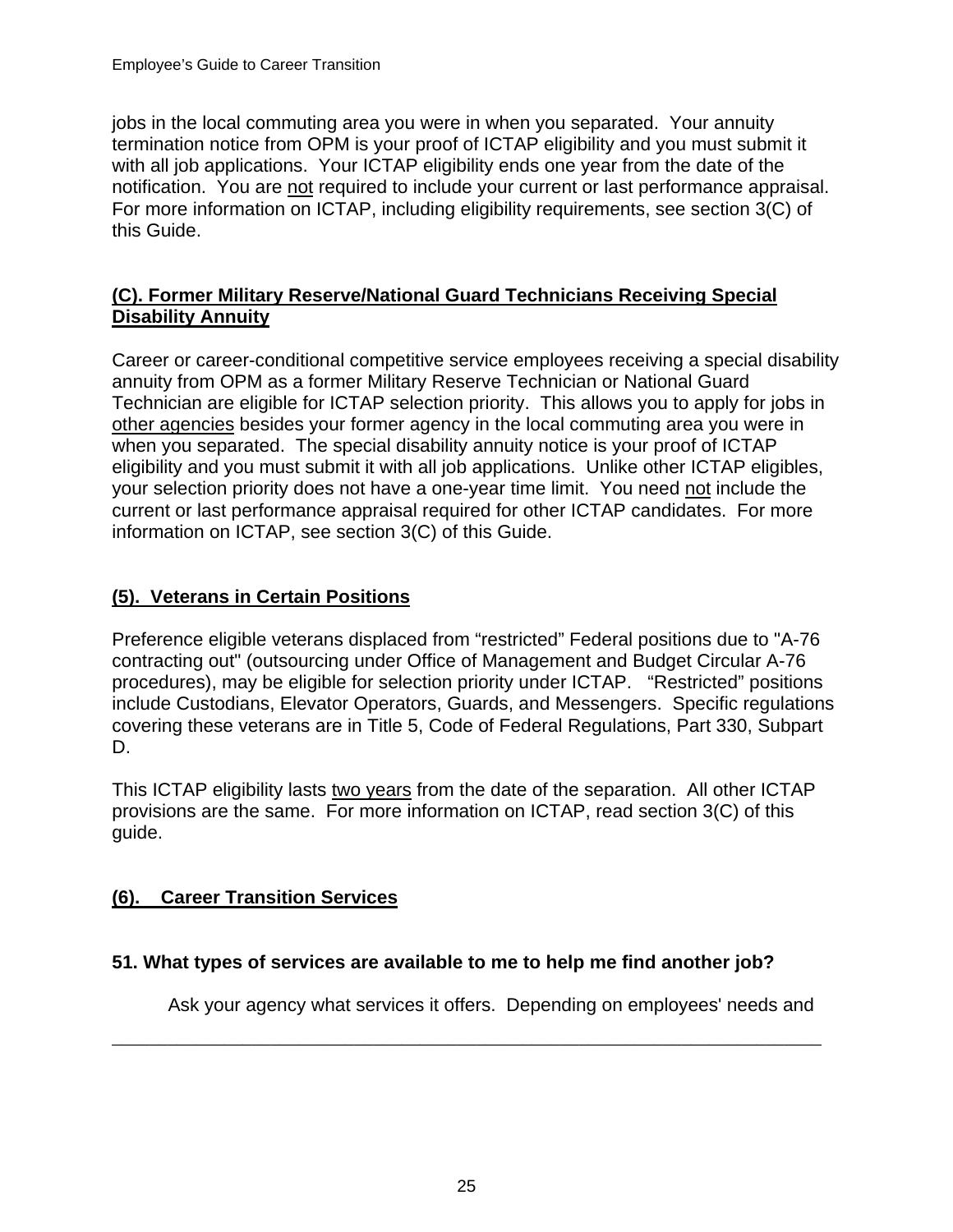jobs in the local commuting area you were in when you separated. Your annuity termination notice from OPM is your proof of ICTAP eligibility and you must submit it with all job applications. Your ICTAP eligibility ends one year from the date of the notification. You are <u>not</u> required to include your current or last performance appraisal. For more information on ICTAP, including eligibility requirements, see section 3(C) of this Guide.

### <u>**(C). Former Military Reserve/National Guard Technicians Receiving Special Disability Annuity**</u>

Career or career-conditional competitive service employees receiving a special disability annuity from OPM as a former Military Reserve Technician or National Guard Technician are eligible for ICTAP selection priority. This allows you to apply for jobs in <u>other agencies</u> besides your former agency in the local commuting area you were in when you separated. The special disability annuity notice is your proof of ICTAP eligibility and you must submit it with all job applications. Unlike other ICTAP eligibles, your selection priority does not have a one-year time limit. You need <u>not</u> include the current or last performance appraisal required for other ICTAP candidates. For more information on ICTAP, see section 3(C) of this Guide.

## <u>**(5). Veterans in Certain Positions**</u>

Preference eligible veterans displaced from “restricted” Federal positions due to "A-76 contracting out" (outsourcing under Office of Management and Budget Circular A-76 procedures), may be eligible for selection priority under ICTAP. “Restricted” positions include Custodians, Elevator Operators, Guards, and Messengers. Specific regulations covering these veterans are in Title 5, Code of Federal Regulations, Part 330, Subpart D.

This ICTAP eligibility lasts <u>two years</u> from the date of the separation. All other ICTAP provisions are the same. For more information on ICTAP, read section 3(C) of this guide.

## <u>**(6). Career Transition Services**</u>

### **51. What types of services are available to me to help me find another job?**

Ask your agency what services it offers. Depending on employees' needs and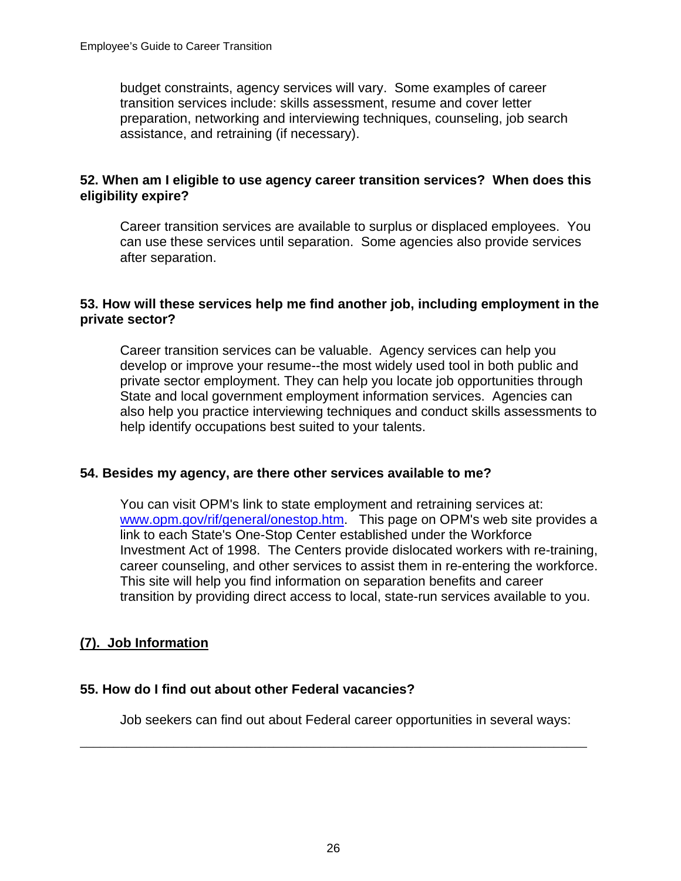budget constraints, agency services will vary. Some examples of career transition services include: skills assessment, resume and cover letter preparation, networking and interviewing techniques, counseling, job search assistance, and retraining (if necessary).

**52. When am I eligible to use agency career transition services? When does this eligibility expire?**

Career transition services are available to surplus or displaced employees. You can use these services until separation. Some agencies also provide services after separation.

**53. How will these services help me find another job, including employment in the private sector?**

Career transition services can be valuable. Agency services can help you develop or improve your resume--the most widely used tool in both public and private sector employment. They can help you locate job opportunities through State and local government employment information services. Agencies can also help you practice interviewing techniques and conduct skills assessments to help identify occupations best suited to your talents.

**54. Besides my agency, are there other services available to me?**

You can visit OPM's link to state employment and retraining services at: [www.opm.gov/rif/general/onestop.htm](www.opm.gov/rif/general/onestop.htm). This page on OPM's web site provides a link to each State's One-Stop Center established under the Workforce Investment Act of 1998. The Centers provide dislocated workers with re-training, career counseling, and other services to assist them in re-entering the workforce. This site will help you find information on separation benefits and career transition by providing direct access to local, state-run services available to you.

## (7). Job Information

**55. How do I find out about other Federal vacancies?**

Job seekers can find out about Federal career opportunities in several ways: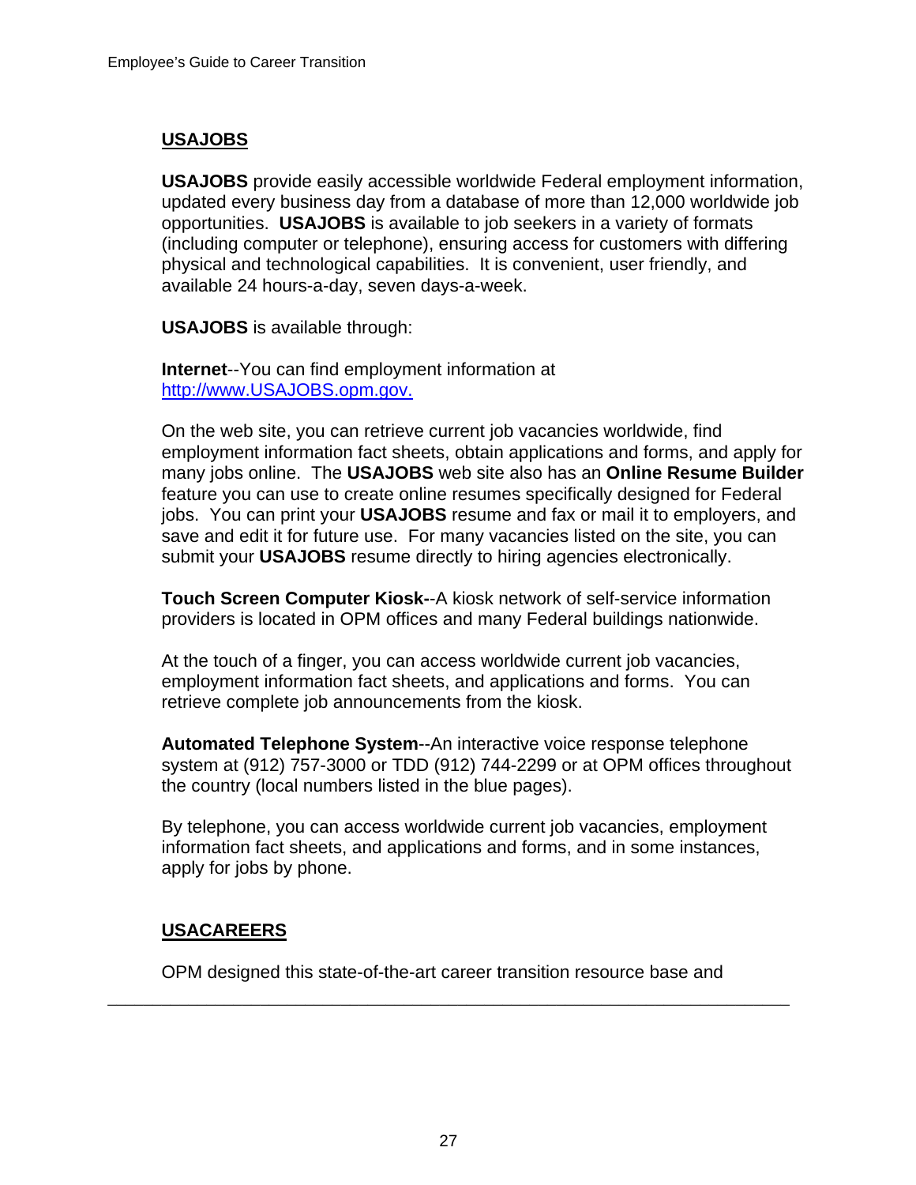## USAJOBS

**USAJOBS** provide easily accessible worldwide Federal employment information, updated every business day from a database of more than 12,000 worldwide job opportunities. **USAJOBS** is available to job seekers in a variety of formats (including computer or telephone), ensuring access for customers with differing physical and technological capabilities. It is convenient, user friendly, and available 24 hours-a-day, seven days-a-week.

**USAJOBS** is available through:

**Internet**--You can find employment information at http://www.USAJOBS.opm.gov.

On the web site, you can retrieve current job vacancies worldwide, find employment information fact sheets, obtain applications and forms, and apply for many jobs online. The **USAJOBS** web site also has an **Online Resume Builder** feature you can use to create online resumes specifically designed for Federal jobs. You can print your **USAJOBS** resume and fax or mail it to employers, and save and edit it for future use. For many vacancies listed on the site, you can submit your **USAJOBS** resume directly to hiring agencies electronically.

**Touch Screen Computer Kiosk--**A kiosk network of self-service information providers is located in OPM offices and many Federal buildings nationwide.

At the touch of a finger, you can access worldwide current job vacancies, employment information fact sheets, and applications and forms. You can retrieve complete job announcements from the kiosk.

**Automated Telephone System**--An interactive voice response telephone system at (912) 757-3000 or TDD (912) 744-2299 or at OPM offices throughout the country (local numbers listed in the blue pages).

By telephone, you can access worldwide current job vacancies, employment information fact sheets, and applications and forms, and in some instances, apply for jobs by phone.

## USACAREERS

OPM designed this state-of-the-art career transition resource base and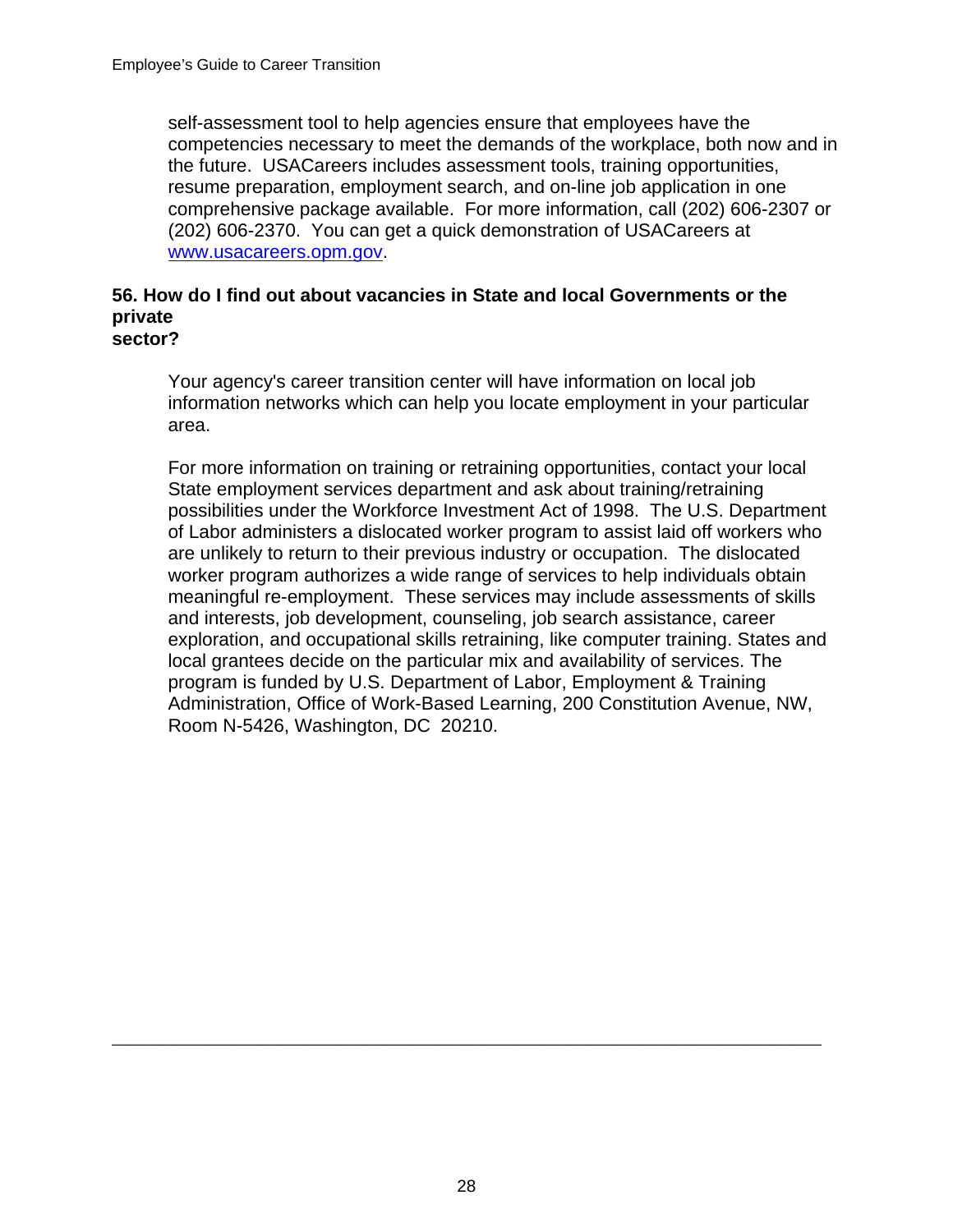self-assessment tool to help agencies ensure that employees have the competencies necessary to meet the demands of the workplace, both now and in the future. USACareers includes assessment tools, training opportunities, resume preparation, employment search, and on-line job application in one comprehensive package available. For more information, call (202) 606-2307 or (202) 606-2370. You can get a quick demonstration of USACareers at [www.usacareers.opm.gov](www.usacareers.opm.gov).

**56. How do I find out about vacancies in State and local Governments or the private sector?**

Your agency's career transition center will have information on local job information networks which can help you locate employment in your particular area.

For more information on training or retraining opportunities, contact your local State employment services department and ask about training/retraining possibilities under the Workforce Investment Act of 1998. The U.S. Department of Labor administers a dislocated worker program to assist laid off workers who are unlikely to return to their previous industry or occupation. The dislocated worker program authorizes a wide range of services to help individuals obtain meaningful re-employment. These services may include assessments of skills and interests, job development, counseling, job search assistance, career exploration, and occupational skills retraining, like computer training. States and local grantees decide on the particular mix and availability of services. The program is funded by U.S. Department of Labor, Employment & Training Administration, Office of Work-Based Learning, 200 Constitution Avenue, NW, Room N-5426, Washington, DC 20210.